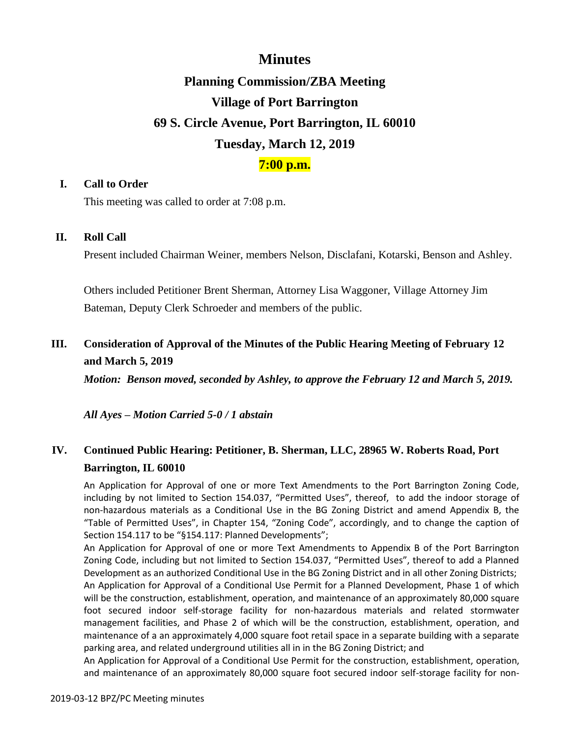# Minutes

## Planning Commission/ZBA Meeting

## Village of Port Barrington

## 69 S. Circle Avenue, Port Barrington, IL 60010

## Tuesday, March 12, 2019

## 7:00 p.m.

**I. Call to Order**

This meeting was called to order at 7:08 p.m.

**II. Roll Call**

Present included Chairman Weiner, members Nelson, Disclafani, Kotarski, Benson and Ashley.

Others included Petitioner Brent Sherman, Attorney Lisa Waggoner, Village Attorney Jim Bateman, Deputy Clerk Schroeder and members of the public.

**III. Consideration of Approval of the Minutes of the Public Hearing Meeting of February 12 and March 5, 2019**

***Motion: Benson moved, seconded by Ashley, to approve the February 12 and March 5, 2019.***

***All Ayes – Motion Carried 5-0 / 1 abstain***

**IV. Continued Public Hearing: Petitioner, B. Sherman, LLC, 28965 W. Roberts Road, Port Barrington, IL 60010**

An Application for Approval of one or more Text Amendments to the Port Barrington Zoning Code, including by not limited to Section 154.037, "Permitted Uses", thereof, to add the indoor storage of non-hazardous materials as a Conditional Use in the BG Zoning District and amend Appendix B, the "Table of Permitted Uses", in Chapter 154, "Zoning Code", accordingly, and to change the caption of Section 154.117 to be "§154.117: Planned Developments";

An Application for Approval of one or more Text Amendments to Appendix B of the Port Barrington Zoning Code, including but not limited to Section 154.037, "Permitted Uses", thereof to add a Planned Development as an authorized Conditional Use in the BG Zoning District and in all other Zoning Districts;

An Application for Approval of a Conditional Use Permit for a Planned Development, Phase 1 of which will be the construction, establishment, operation, and maintenance of an approximately 80,000 square foot secured indoor self-storage facility for non-hazardous materials and related stormwater management facilities, and Phase 2 of which will be the construction, establishment, operation, and maintenance of a an approximately 4,000 square foot retail space in a separate building with a separate parking area, and related underground utilities all in in the BG Zoning District; and

An Application for Approval of a Conditional Use Permit for the construction, establishment, operation, and maintenance of an approximately 80,000 square foot secured indoor self-storage facility for non-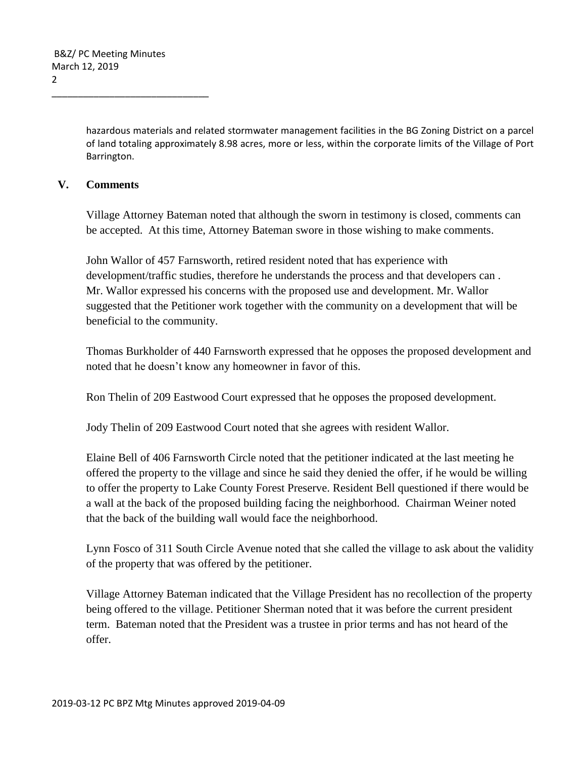hazardous materials and related stormwater management facilities in the BG Zoning District on a parcel of land totaling approximately 8.98 acres, more or less, within the corporate limits of the Village of Port Barrington.

## V. Comments

Village Attorney Bateman noted that although the sworn in testimony is closed, comments can be accepted. At this time, Attorney Bateman swore in those wishing to make comments.

John Wallor of 457 Farnsworth, retired resident noted that has experience with development/traffic studies, therefore he understands the process and that developers can . Mr. Wallor expressed his concerns with the proposed use and development. Mr. Wallor suggested that the Petitioner work together with the community on a development that will be beneficial to the community.

Thomas Burkholder of 440 Farnsworth expressed that he opposes the proposed development and noted that he doesn't know any homeowner in favor of this.

Ron Thelin of 209 Eastwood Court expressed that he opposes the proposed development.

Jody Thelin of 209 Eastwood Court noted that she agrees with resident Wallor.

Elaine Bell of 406 Farnsworth Circle noted that the petitioner indicated at the last meeting he offered the property to the village and since he said they denied the offer, if he would be willing to offer the property to Lake County Forest Preserve. Resident Bell questioned if there would be a wall at the back of the proposed building facing the neighborhood. Chairman Weiner noted that the back of the building wall would face the neighborhood.

Lynn Fosco of 311 South Circle Avenue noted that she called the village to ask about the validity of the property that was offered by the petitioner.

Village Attorney Bateman indicated that the Village President has no recollection of the property being offered to the village. Petitioner Sherman noted that it was before the current president term. Bateman noted that the President was a trustee in prior terms and has not heard of the offer.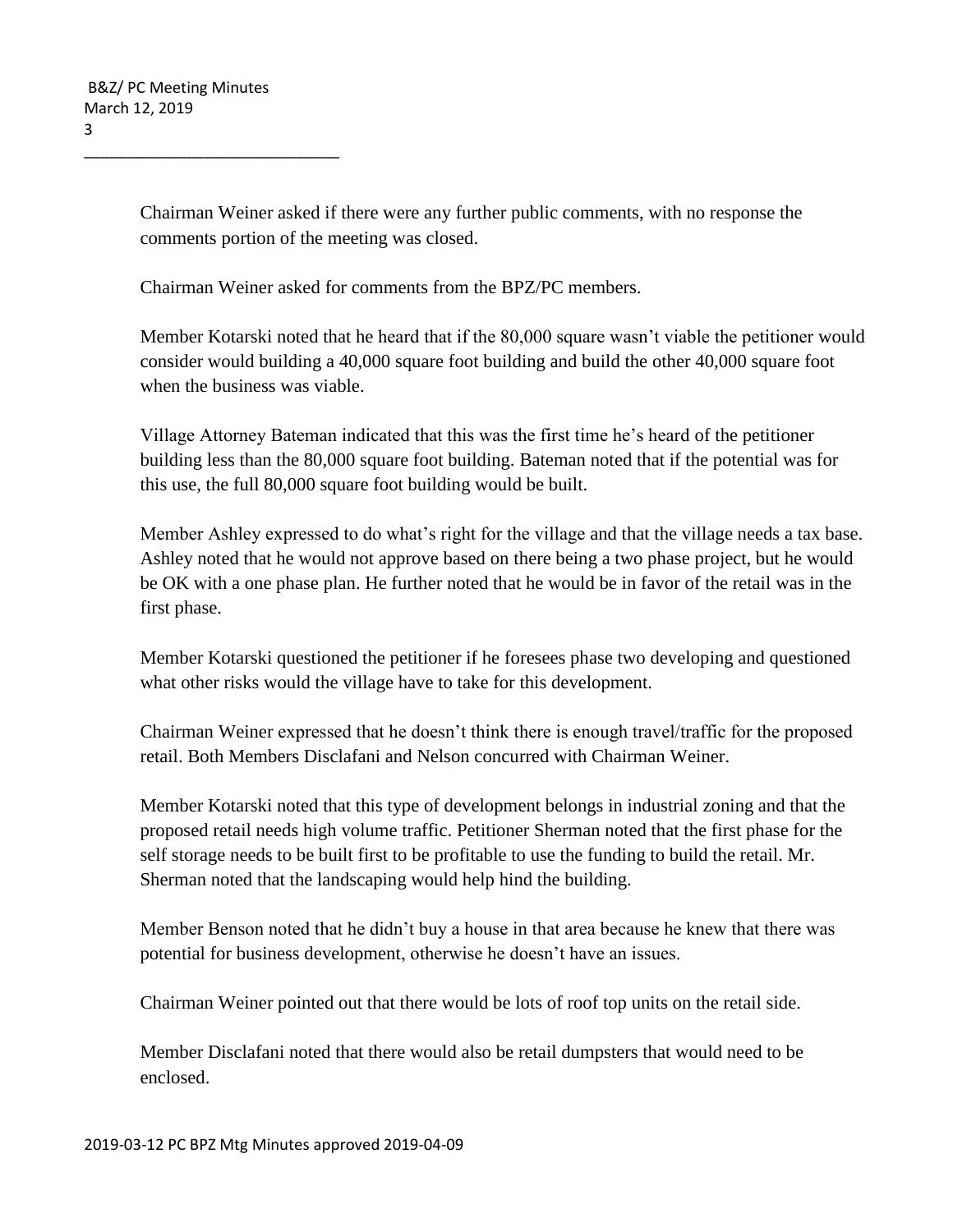Chairman Weiner asked if there were any further public comments, with no response the comments portion of the meeting was closed.

Chairman Weiner asked for comments from the BPZ/PC members.

Member Kotarski noted that he heard that if the 80,000 square wasn't viable the petitioner would consider would building a 40,000 square foot building and build the other 40,000 square foot when the business was viable.

Village Attorney Bateman indicated that this was the first time he's heard of the petitioner building less than the 80,000 square foot building. Bateman noted that if the potential was for this use, the full 80,000 square foot building would be built.

Member Ashley expressed to do what's right for the village and that the village needs a tax base. Ashley noted that he would not approve based on there being a two phase project, but he would be OK with a one phase plan. He further noted that he would be in favor of the retail was in the first phase.

Member Kotarski questioned the petitioner if he foresees phase two developing and questioned what other risks would the village have to take for this development.

Chairman Weiner expressed that he doesn't think there is enough travel/traffic for the proposed retail. Both Members Disclafani and Nelson concurred with Chairman Weiner.

Member Kotarski noted that this type of development belongs in industrial zoning and that the proposed retail needs high volume traffic. Petitioner Sherman noted that the first phase for the self storage needs to be built first to be profitable to use the funding to build the retail. Mr. Sherman noted that the landscaping would help hind the building.

Member Benson noted that he didn't buy a house in that area because he knew that there was potential for business development, otherwise he doesn't have an issues.

Chairman Weiner pointed out that there would be lots of roof top units on the retail side.

Member Disclafani noted that there would also be retail dumpsters that would need to be enclosed.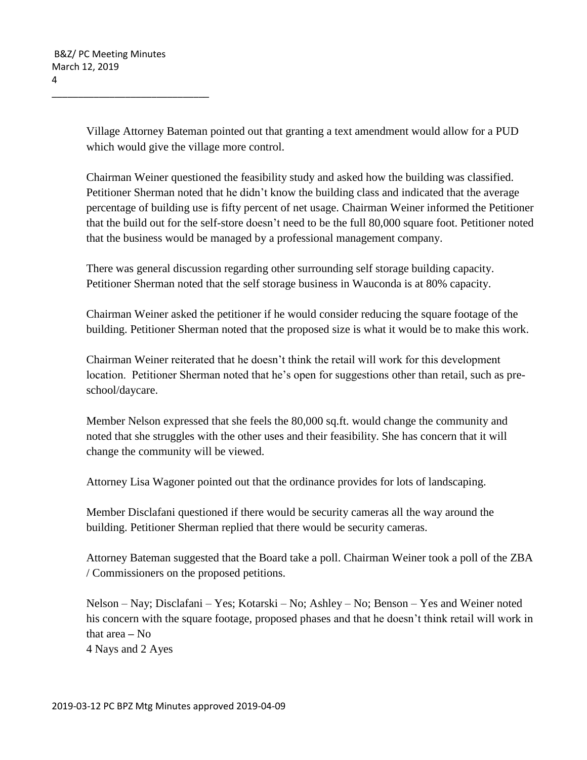Village Attorney Bateman pointed out that granting a text amendment would allow for a PUD which would give the village more control.

Chairman Weiner questioned the feasibility study and asked how the building was classified. Petitioner Sherman noted that he didn't know the building class and indicated that the average percentage of building use is fifty percent of net usage. Chairman Weiner informed the Petitioner that the build out for the self-store doesn't need to be the full 80,000 square foot. Petitioner noted that the business would be managed by a professional management company.

There was general discussion regarding other surrounding self storage building capacity. Petitioner Sherman noted that the self storage business in Wauconda is at 80% capacity.

Chairman Weiner asked the petitioner if he would consider reducing the square footage of the building. Petitioner Sherman noted that the proposed size is what it would be to make this work.

Chairman Weiner reiterated that he doesn't think the retail will work for this development location. Petitioner Sherman noted that he's open for suggestions other than retail, such as pre-school/daycare.

Member Nelson expressed that she feels the 80,000 sq.ft. would change the community and noted that she struggles with the other uses and their feasibility. She has concern that it will change the community will be viewed.

Attorney Lisa Wagoner pointed out that the ordinance provides for lots of landscaping.

Member Disclafani questioned if there would be security cameras all the way around the building. Petitioner Sherman replied that there would be security cameras.

Attorney Bateman suggested that the Board take a poll. Chairman Weiner took a poll of the ZBA / Commissioners on the proposed petitions.

Nelson – Nay; Disclafani – Yes; Kotarski – No; Ashley – No; Benson – Yes and Weiner noted his concern with the square footage, proposed phases and that he doesn't think retail will work in that area – No
4 Nays and 2 Ayes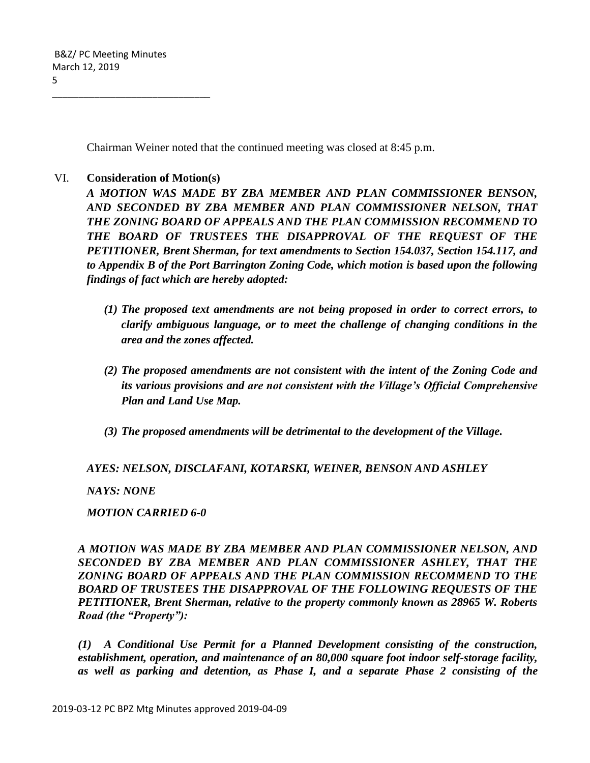Chairman Weiner noted that the continued meeting was closed at 8:45 p.m.

## VI. Consideration of Motion(s)

***A MOTION WAS MADE BY ZBA MEMBER AND PLAN COMMISSIONER BENSON, AND SECONDED BY ZBA MEMBER AND PLAN COMMISSIONER NELSON, THAT THE ZONING BOARD OF APPEALS AND THE PLAN COMMISSION RECOMMEND TO THE BOARD OF TRUSTEES THE DISAPPROVAL OF THE REQUEST OF THE PETITIONER, Brent Sherman, for text amendments to Section 154.037, Section 154.117, and to Appendix B of the Port Barrington Zoning Code, which motion is based upon the following findings of fact which are hereby adopted:***

***(1) The proposed text amendments are not being proposed in order to correct errors, to clarify ambiguous language, or to meet the challenge of changing conditions in the area and the zones affected.***

***(2) The proposed amendments are not consistent with the intent of the Zoning Code and its various provisions and are not consistent with the Village's Official Comprehensive Plan and Land Use Map.***

***(3) The proposed amendments will be detrimental to the development of the Village.***

***AYES: NELSON, DISCLAFANI, KOTARSKI, WEINER, BENSON AND ASHLEY***

***NAYS: NONE***

***MOTION CARRIED 6-0***

***A MOTION WAS MADE BY ZBA MEMBER AND PLAN COMMISSIONER NELSON, AND SECONDED BY ZBA MEMBER AND PLAN COMMISSIONER ASHLEY, THAT THE ZONING BOARD OF APPEALS AND THE PLAN COMMISSION RECOMMEND TO THE BOARD OF TRUSTEES THE DISAPPROVAL OF THE FOLLOWING REQUESTS OF THE PETITIONER, Brent Sherman, relative to the property commonly known as 28965 W. Roberts Road (the "Property"):***

***(1) A Conditional Use Permit for a Planned Development consisting of the construction, establishment, operation, and maintenance of an 80,000 square foot indoor self-storage facility, as well as parking and detention, as Phase I, and a separate Phase 2 consisting of the***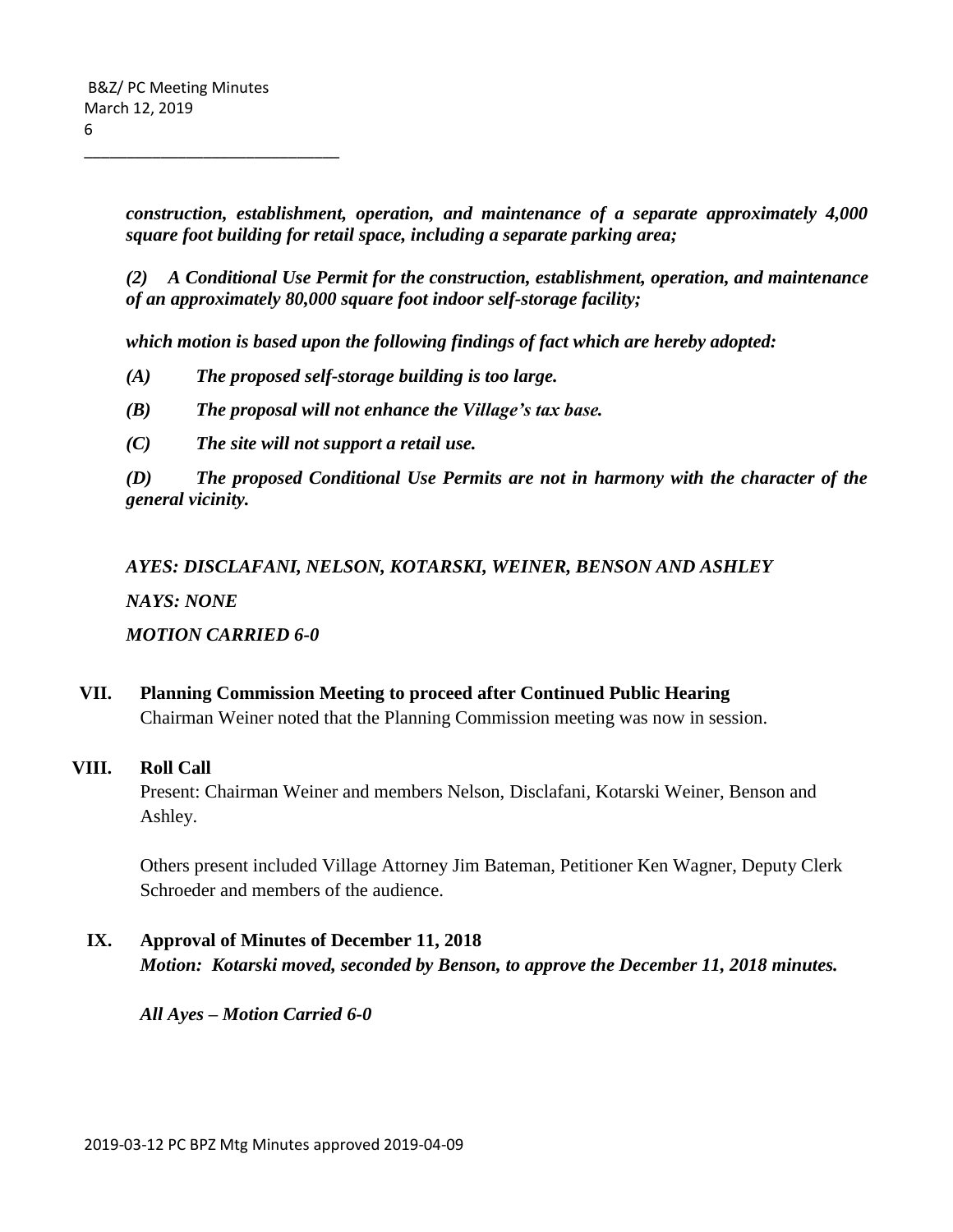*construction, establishment, operation, and maintenance of a separate approximately 4,000 square foot building for retail space, including a separate parking area;*

*(2) A Conditional Use Permit for the construction, establishment, operation, and maintenance of an approximately 80,000 square foot indoor self-storage facility;*

*which motion is based upon the following findings of fact which are hereby adopted:*

*(A) The proposed self-storage building is too large.*

*(B) The proposal will not enhance the Village's tax base.*

*(C) The site will not support a retail use.*

*(D) The proposed Conditional Use Permits are not in harmony with the character of the general vicinity.*

*AYES: DISCLAFANI, NELSON, KOTARSKI, WEINER, BENSON AND ASHLEY*

*NAYS: NONE*

*MOTION CARRIED 6-0*

## VII. Planning Commission Meeting to proceed after Continued Public Hearing

Chairman Weiner noted that the Planning Commission meeting was now in session.

## VIII. Roll Call

Present: Chairman Weiner and members Nelson, Disclafani, Kotarski Weiner, Benson and Ashley.

Others present included Village Attorney Jim Bateman, Petitioner Ken Wagner, Deputy Clerk Schroeder and members of the audience.

## IX. Approval of Minutes of December 11, 2018

***Motion: Kotarski moved, seconded by Benson, to approve the December 11, 2018 minutes.***

***All Ayes – Motion Carried 6-0***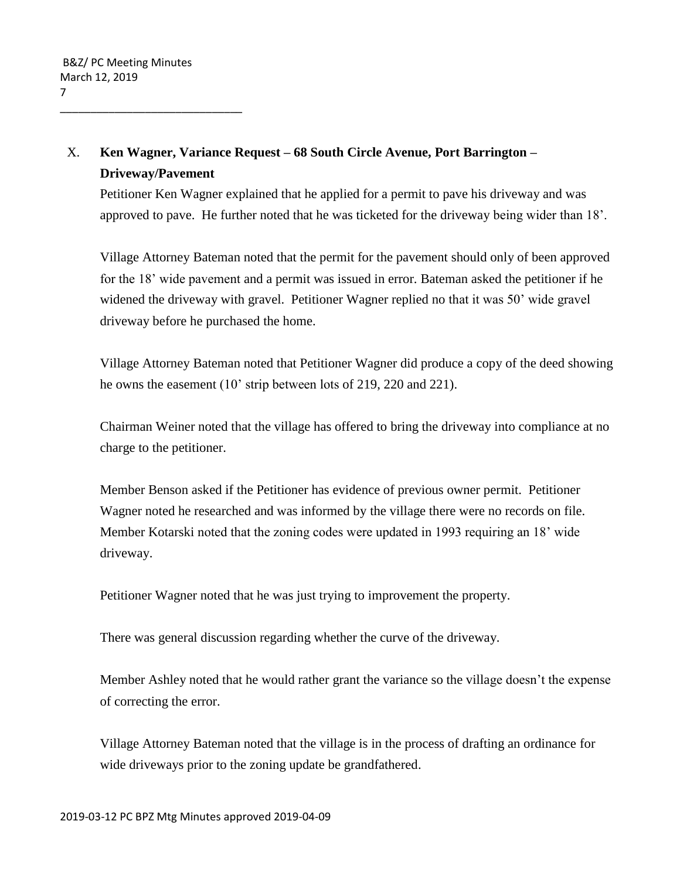X. **Ken Wagner, Variance Request – 68 South Circle Avenue, Port Barrington – Driveway/Pavement**

Petitioner Ken Wagner explained that he applied for a permit to pave his driveway and was approved to pave. He further noted that he was ticketed for the driveway being wider than 18'.

Village Attorney Bateman noted that the permit for the pavement should only of been approved for the 18' wide pavement and a permit was issued in error. Bateman asked the petitioner if he widened the driveway with gravel. Petitioner Wagner replied no that it was 50' wide gravel driveway before he purchased the home.

Village Attorney Bateman noted that Petitioner Wagner did produce a copy of the deed showing he owns the easement (10' strip between lots of 219, 220 and 221).

Chairman Weiner noted that the village has offered to bring the driveway into compliance at no charge to the petitioner.

Member Benson asked if the Petitioner has evidence of previous owner permit. Petitioner Wagner noted he researched and was informed by the village there were no records on file. Member Kotarski noted that the zoning codes were updated in 1993 requiring an 18' wide driveway.

Petitioner Wagner noted that he was just trying to improvement the property.

There was general discussion regarding whether the curve of the driveway.

Member Ashley noted that he would rather grant the variance so the village doesn't the expense of correcting the error.

Village Attorney Bateman noted that the village is in the process of drafting an ordinance for wide driveways prior to the zoning update be grandfathered.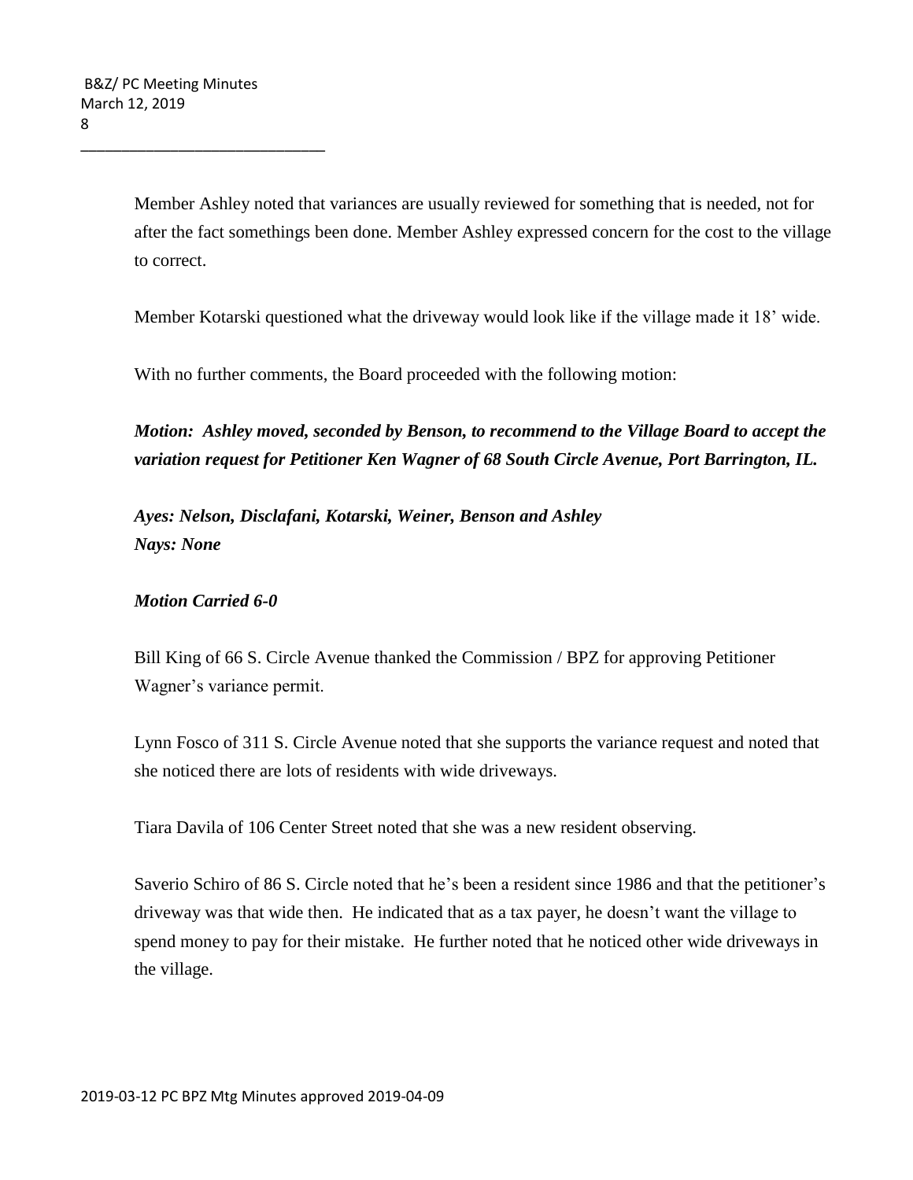Member Ashley noted that variances are usually reviewed for something that is needed, not for after the fact somethings been done. Member Ashley expressed concern for the cost to the village to correct.

Member Kotarski questioned what the driveway would look like if the village made it 18' wide.

With no further comments, the Board proceeded with the following motion:

***Motion: Ashley moved, seconded by Benson, to recommend to the Village Board to accept the variation request for Petitioner Ken Wagner of 68 South Circle Avenue, Port Barrington, IL.***

***Ayes: Nelson, Disclafani, Kotarski, Weiner, Benson and Ashley***
***Nays: None***

***Motion Carried 6-0***

Bill King of 66 S. Circle Avenue thanked the Commission / BPZ for approving Petitioner Wagner's variance permit.

Lynn Fosco of 311 S. Circle Avenue noted that she supports the variance request and noted that she noticed there are lots of residents with wide driveways.

Tiara Davila of 106 Center Street noted that she was a new resident observing.

Saverio Schiro of 86 S. Circle noted that he's been a resident since 1986 and that the petitioner's driveway was that wide then. He indicated that as a tax payer, he doesn't want the village to spend money to pay for their mistake. He further noted that he noticed other wide driveways in the village.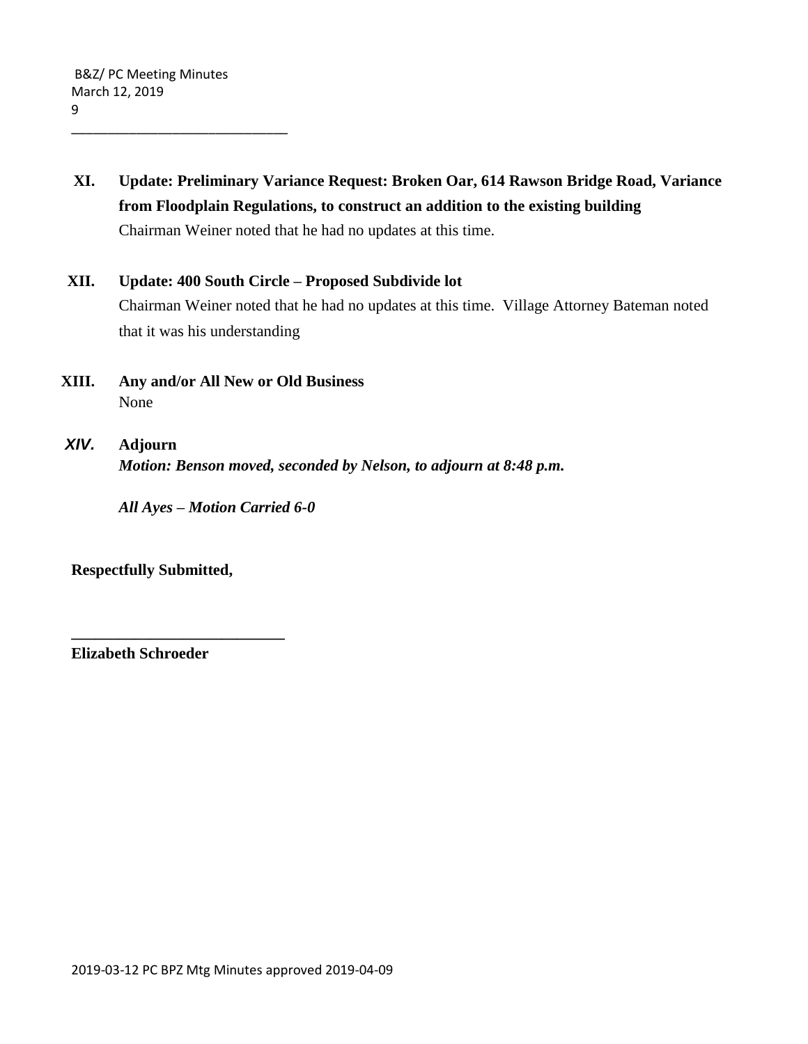**XI. Update: Preliminary Variance Request: Broken Oar, 614 Rawson Bridge Road, Variance from Floodplain Regulations, to construct an addition to the existing building**

Chairman Weiner noted that he had no updates at this time.

**XII. Update: 400 South Circle – Proposed Subdivide lot**

Chairman Weiner noted that he had no updates at this time. Village Attorney Bateman noted that it was his understanding

**XIII. Any and/or All New or Old Business**

None

***XIV.* Adjourn**

***Motion: Benson moved, seconded by Nelson, to adjourn at 8:48 p.m.***

***All Ayes – Motion Carried 6-0***

**Respectfully Submitted,**

**___________________________**

**Elizabeth Schroeder**

2019-03-12 PC BPZ Mtg Minutes approved 2019-04-09